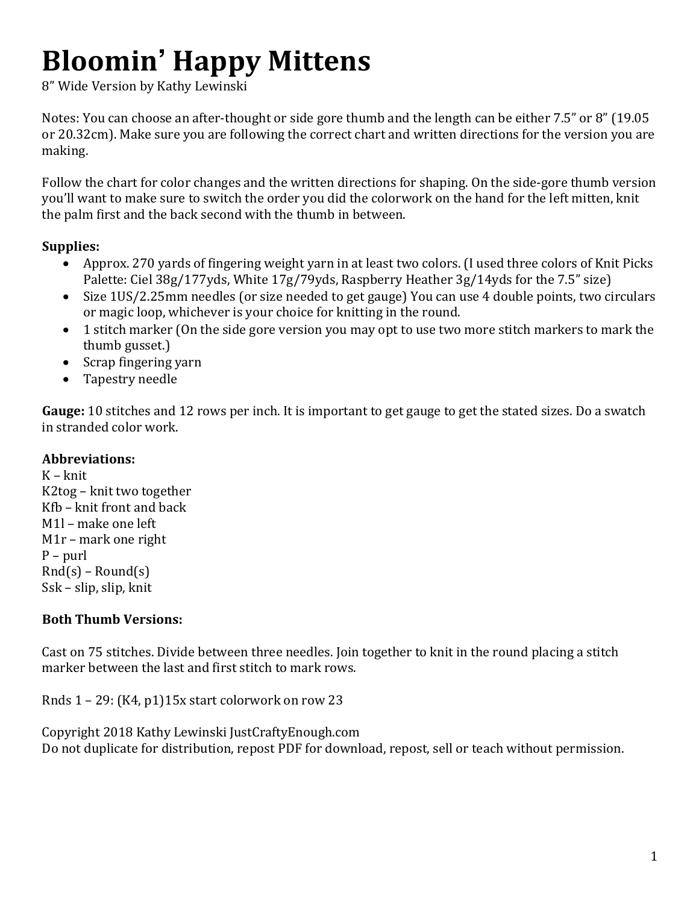# Bloomin' Happy Mittens

8" Wide Version by Kathy Lewinski

Notes: You can choose an after-thought or side gore thumb and the length can be either 7.5" or 8" (19.05 or 20.32cm). Make sure you are following the correct chart and written directions for the version you are making.

Follow the chart for color changes and the written directions for shaping. On the side-gore thumb version you'll want to make sure to switch the order you did the colorwork on the hand for the left mitten, knit the palm first and the back second with the thumb in between.

**Supplies:**

- Approx. 270 yards of fingering weight yarn in at least two colors. (I used three colors of Knit Picks Palette: Ciel 38g/177yds, White 17g/79yds, Raspberry Heather 3g/14yds for the 7.5" size)
- Size 1US/2.25mm needles (or size needed to get gauge) You can use 4 double points, two circulars or magic loop, whichever is your choice for knitting in the round.
- 1 stitch marker (On the side gore version you may opt to use two more stitch markers to mark the thumb gusset.)
- Scrap fingering yarn
- Tapestry needle

**Gauge:** 10 stitches and 12 rows per inch. It is important to get gauge to get the stated sizes. Do a swatch in stranded color work.

**Abbreviations:**
K – knit
K2tog – knit two together
Kfb – knit front and back
M1l – make one left
M1r – mark one right
P – purl
Rnd(s) – Round(s)
Ssk – slip, slip, knit

**Both Thumb Versions:**

Cast on 75 stitches. Divide between three needles. Join together to knit in the round placing a stitch marker between the last and first stitch to mark rows.

Rnds 1 – 29: (K4, p1)15x start colorwork on row 23

Copyright 2018 Kathy Lewinski JustCraftyEnough.com
Do not duplicate for distribution, repost PDF for download, repost, sell or teach without permission.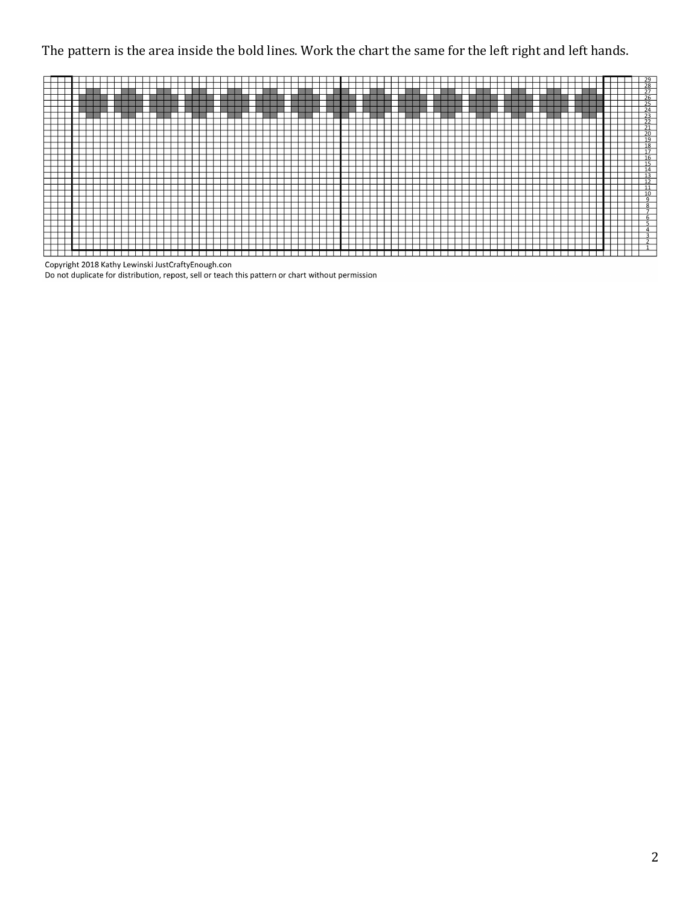The pattern is the area inside the bold lines. Work the chart the same for the left right and left hands.

29
28
27
26
25
24
23
22
21
20
19
18
17
16
15
14
13
12
11
10
9
8
7
6
5
4
3
2
1

Copyright 2018 Kathy Lewinski JustCraftyEnough.con
Do not duplicate for distribution, repost, sell or teach this pattern or chart without permission